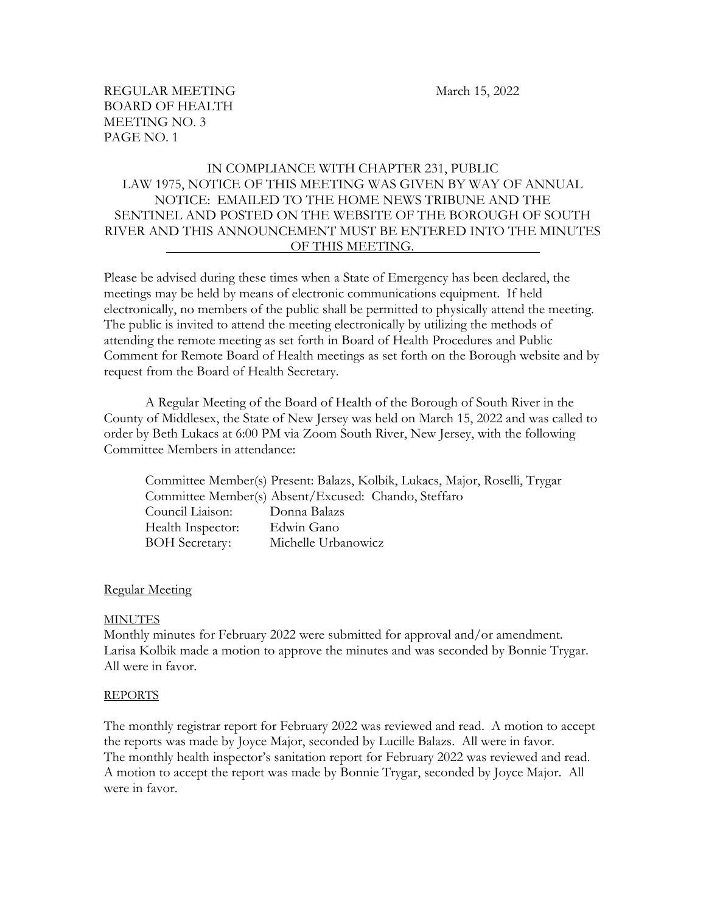REGULAR MEETING March 15, 2022
BOARD OF HEALTH
MEETING NO. 3
PAGE NO. 1

IN COMPLIANCE WITH CHAPTER 231, PUBLIC LAW 1975, NOTICE OF THIS MEETING WAS GIVEN BY WAY OF ANNUAL NOTICE: EMAILED TO THE HOME NEWS TRIBUNE AND THE SENTINEL AND POSTED ON THE WEBSITE OF THE BOROUGH OF SOUTH RIVER AND THIS ANNOUNCEMENT MUST BE ENTERED INTO THE MINUTES OF THIS MEETING.

Please be advised during these times when a State of Emergency has been declared, the meetings may be held by means of electronic communications equipment. If held electronically, no members of the public shall be permitted to physically attend the meeting. The public is invited to attend the meeting electronically by utilizing the methods of attending the remote meeting as set forth in Board of Health Procedures and Public Comment for Remote Board of Health meetings as set forth on the Borough website and by request from the Board of Health Secretary.

A Regular Meeting of the Board of Health of the Borough of South River in the County of Middlesex, the State of New Jersey was held on March 15, 2022 and was called to order by Beth Lukacs at 6:00 PM via Zoom South River, New Jersey, with the following Committee Members in attendance:

Committee Member(s) Present: Balazs, Kolbik, Lukacs, Major, Roselli, Trygar
Committee Member(s) Absent/Excused: Chando, Steffaro
Council Liaison: Donna Balazs
Health Inspector: Edwin Gano
BOH Secretary: Michelle Urbanowicz

## Regular Meeting

### MINUTES

Monthly minutes for February 2022 were submitted for approval and/or amendment. Larisa Kolbik made a motion to approve the minutes and was seconded by Bonnie Trygar. All were in favor.

### REPORTS

The monthly registrar report for February 2022 was reviewed and read. A motion to accept the reports was made by Joyce Major, seconded by Lucille Balazs. All were in favor. The monthly health inspector's sanitation report for February 2022 was reviewed and read. A motion to accept the report was made by Bonnie Trygar, seconded by Joyce Major. All were in favor.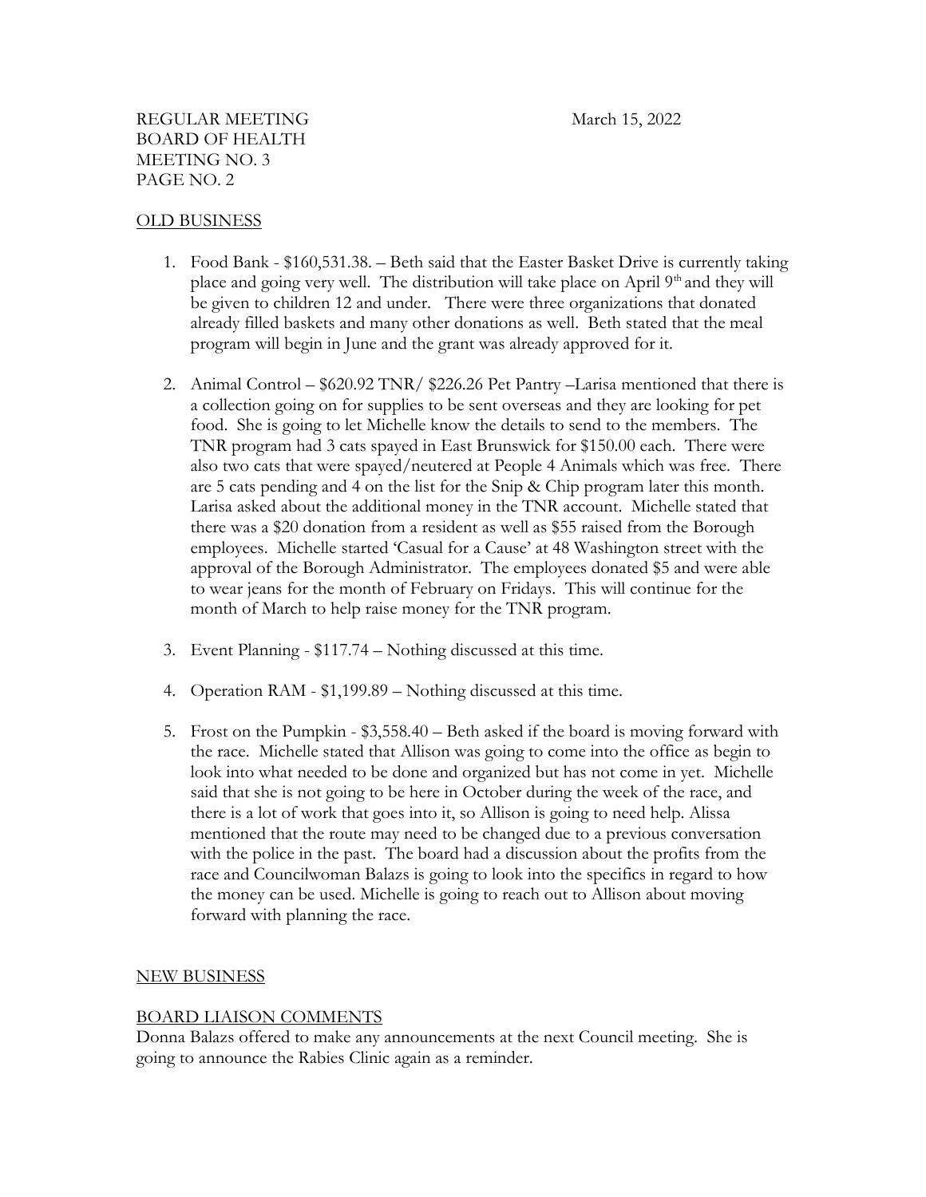REGULAR MEETING March 15, 2022
BOARD OF HEALTH
MEETING NO. 3
PAGE NO. 2

## OLD BUSINESS

1. Food Bank - $160,531.38. – Beth said that the Easter Basket Drive is currently taking place and going very well. The distribution will take place on April 9th and they will be given to children 12 and under. There were three organizations that donated already filled baskets and many other donations as well. Beth stated that the meal program will begin in June and the grant was already approved for it.

2. Animal Control – $620.92 TNR/ $226.26 Pet Pantry –Larisa mentioned that there is a collection going on for supplies to be sent overseas and they are looking for pet food. She is going to let Michelle know the details to send to the members. The TNR program had 3 cats spayed in East Brunswick for $150.00 each. There were also two cats that were spayed/neutered at People 4 Animals which was free. There are 5 cats pending and 4 on the list for the Snip & Chip program later this month. Larisa asked about the additional money in the TNR account. Michelle stated that there was a $20 donation from a resident as well as $55 raised from the Borough employees. Michelle started 'Casual for a Cause' at 48 Washington street with the approval of the Borough Administrator. The employees donated $5 and were able to wear jeans for the month of February on Fridays. This will continue for the month of March to help raise money for the TNR program.

3. Event Planning - $117.74 – Nothing discussed at this time.

4. Operation RAM - $1,199.89 – Nothing discussed at this time.

5. Frost on the Pumpkin - $3,558.40 – Beth asked if the board is moving forward with the race. Michelle stated that Allison was going to come into the office as begin to look into what needed to be done and organized but has not come in yet. Michelle said that she is not going to be here in October during the week of the race, and there is a lot of work that goes into it, so Allison is going to need help. Alissa mentioned that the route may need to be changed due to a previous conversation with the police in the past. The board had a discussion about the profits from the race and Councilwoman Balazs is going to look into the specifics in regard to how the money can be used. Michelle is going to reach out to Allison about moving forward with planning the race.

## NEW BUSINESS

## BOARD LIAISON COMMENTS

Donna Balazs offered to make any announcements at the next Council meeting. She is going to announce the Rabies Clinic again as a reminder.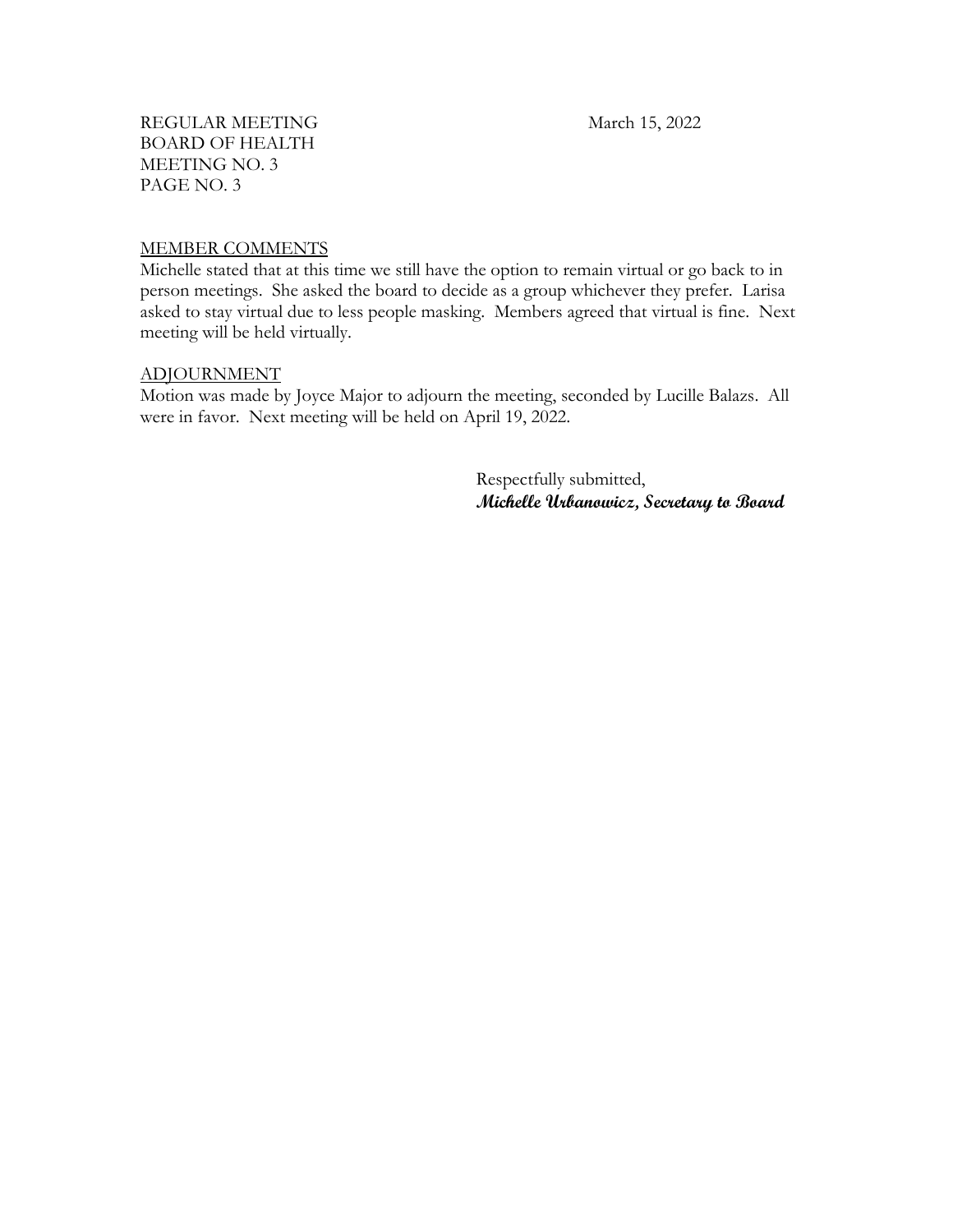REGULAR MEETING March 15, 2022
BOARD OF HEALTH
MEETING NO. 3
PAGE NO. 3

## MEMBER COMMENTS

Michelle stated that at this time we still have the option to remain virtual or go back to in person meetings. She asked the board to decide as a group whichever they prefer. Larisa asked to stay virtual due to less people masking. Members agreed that virtual is fine. Next meeting will be held virtually.

## ADJOURNMENT

Motion was made by Joyce Major to adjourn the meeting, seconded by Lucille Balazs. All were in favor. Next meeting will be held on April 19, 2022.

Respectfully submitted,
***Michelle Urbanowicz, Secretary to Board***